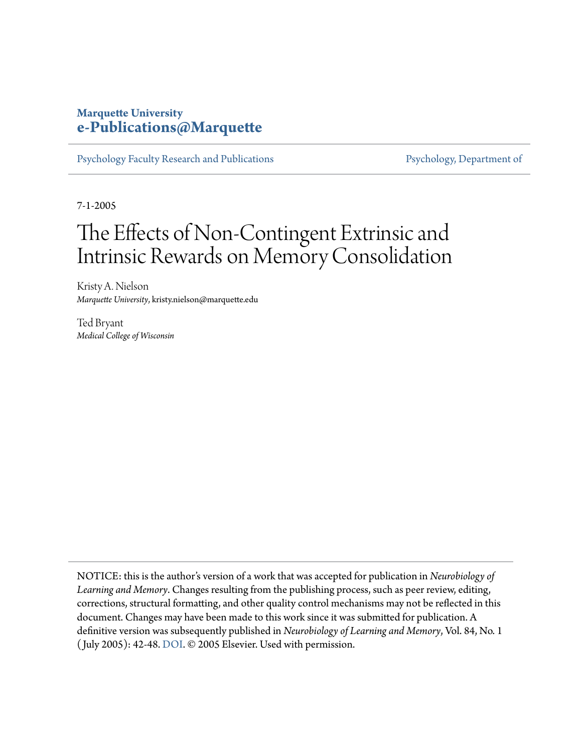**Marquette University**
**e-Publications@Marquette**

Psychology Faculty Research and Publications | Psychology, Department of

7-1-2005

# The Effects of Non-Contingent Extrinsic and Intrinsic Rewards on Memory Consolidation

Kristy A. Nielson
*Marquette University*, kristy.nielson@marquette.edu

Ted Bryant
*Medical College of Wisconsin*

NOTICE: this is the author's version of a work that was accepted for publication in *Neurobiology of Learning and Memory*. Changes resulting from the publishing process, such as peer review, editing, corrections, structural formatting, and other quality control mechanisms may not be reflected in this document. Changes may have been made to this work since it was submitted for publication. A definitive version was subsequently published in *Neurobiology of Learning and Memory*, Vol. 84, No. 1 (July 2005): 42-48. DOI. © 2005 Elsevier. Used with permission.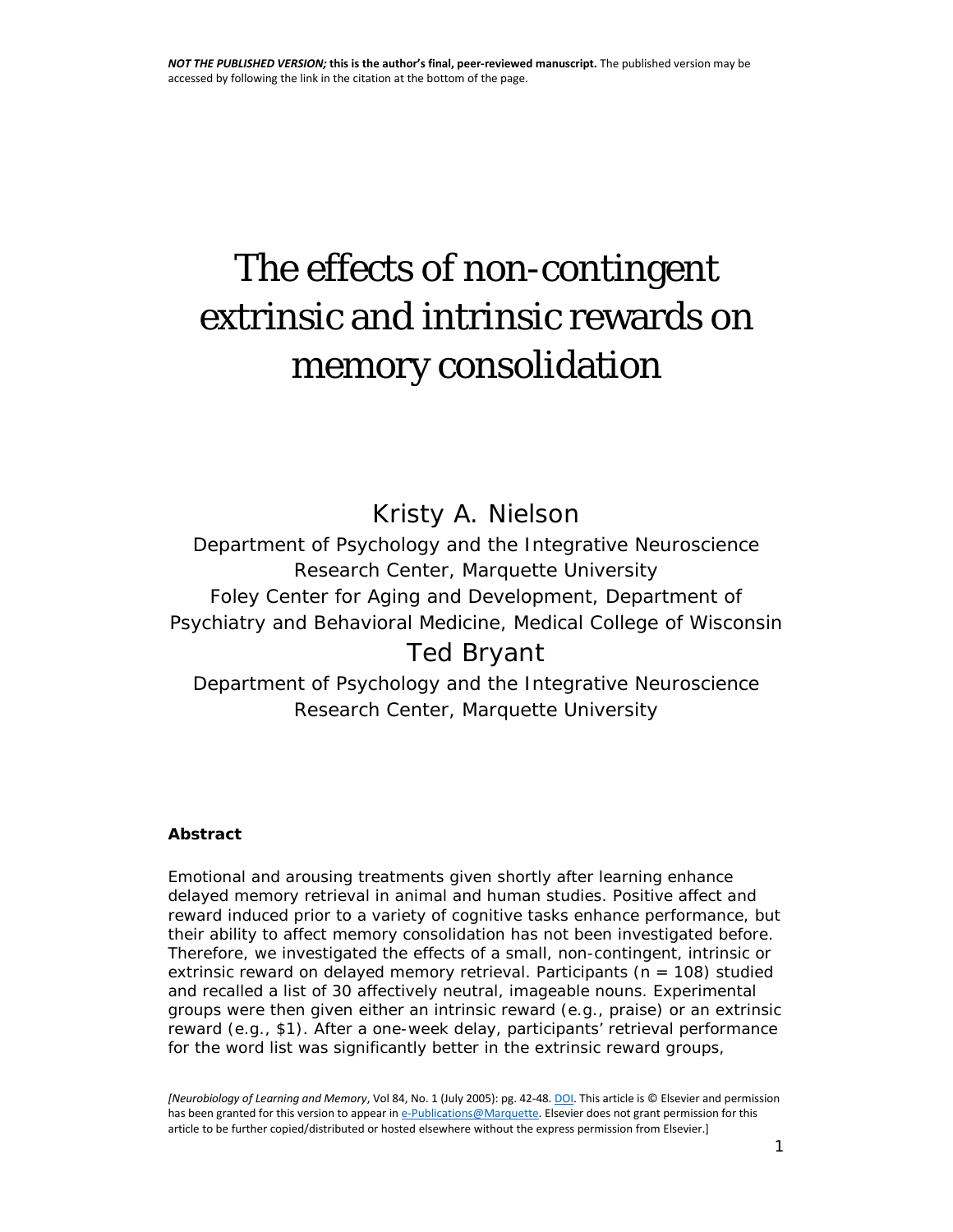*NOT THE PUBLISHED VERSION;* **this is the author's final, peer-reviewed manuscript.** The published version may be accessed by following the link in the citation at the bottom of the page.

# The effects of non-contingent extrinsic and intrinsic rewards on memory consolidation

Kristy A. Nielson

*Department of Psychology and the Integrative Neuroscience Research Center, Marquette University*

*Foley Center for Aging and Development, Department of Psychiatry and Behavioral Medicine, Medical College of Wisconsin*

Ted Bryant

*Department of Psychology and the Integrative Neuroscience Research Center, Marquette University*

**Abstract**

Emotional and arousing treatments given shortly after learning enhance delayed memory retrieval in animal and human studies. Positive affect and reward induced prior to a variety of cognitive tasks enhance performance, but their ability to affect memory consolidation has not been investigated before. Therefore, we investigated the effects of a small, non-contingent, intrinsic or extrinsic reward on delayed memory retrieval. Participants ($n$ = 108) studied and recalled a list of 30 affectively neutral, imageable nouns. Experimental groups were then given either an intrinsic reward (e.g., praise) or an extrinsic reward (e.g., $1). After a one-week delay, participants' retrieval performance for the word list was significantly better in the extrinsic reward groups,

*[Neurobiology of Learning and Memory*, Vol 84, No. 1 (July 2005): pg. 42-48. DOI. This article is © Elsevier and permission has been granted for this version to appear in e-Publications@Marquette. Elsevier does not grant permission for this article to be further copied/distributed or hosted elsewhere without the express permission from Elsevier.]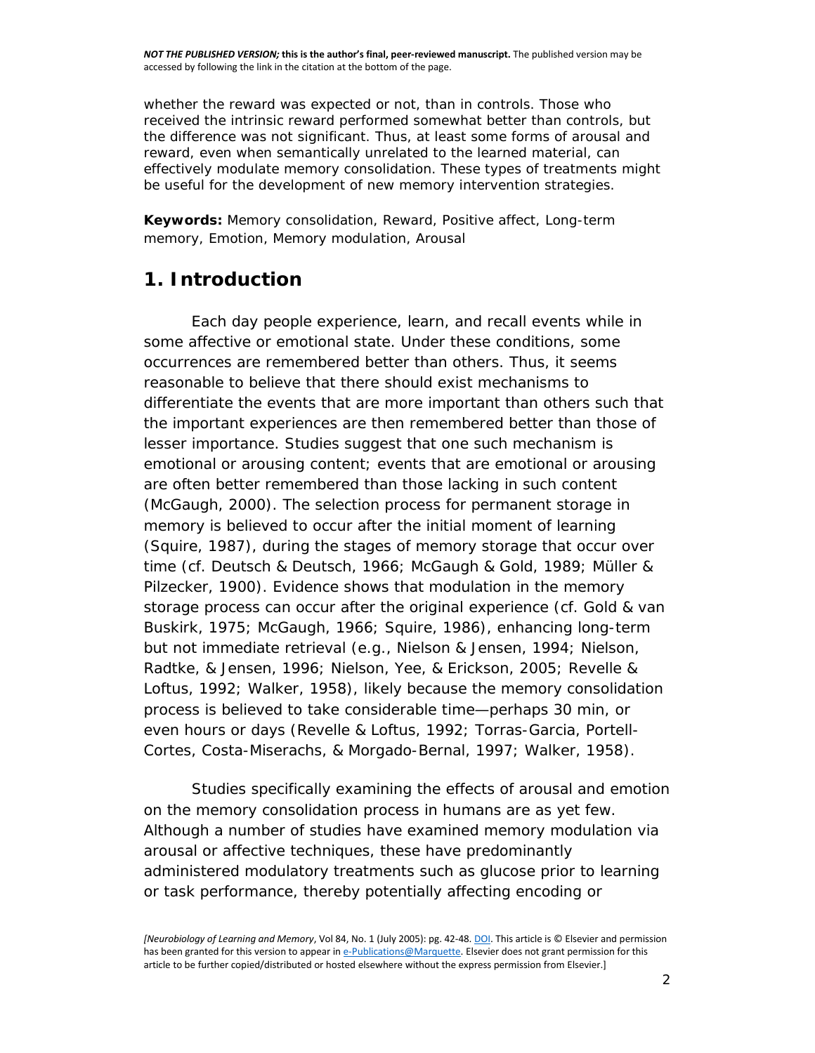whether the reward was expected or not, than in controls. Those who received the intrinsic reward performed somewhat better than controls, but the difference was not significant. Thus, at least some forms of arousal and reward, even when semantically unrelated to the learned material, can effectively modulate memory consolidation. These types of treatments might be useful for the development of new memory intervention strategies.

**Keywords:** Memory consolidation, Reward, Positive affect, Long-term memory, Emotion, Memory modulation, Arousal

## 1. Introduction

Each day people experience, learn, and recall events while in some affective or emotional state. Under these conditions, some occurrences are remembered better than others. Thus, it seems reasonable to believe that there should exist mechanisms to differentiate the events that are more important than others such that the important experiences are then remembered better than those of lesser importance. Studies suggest that one such mechanism is emotional or arousing content; events that are emotional or arousing are often better remembered than those lacking in such content (McGaugh, 2000). The selection process for permanent storage in memory is believed to occur after the initial moment of learning (Squire, 1987), during the stages of memory storage that occur over time (cf. Deutsch & Deutsch, 1966; McGaugh & Gold, 1989; Müller & Pilzecker, 1900). Evidence shows that modulation in the memory storage process can occur after the original experience (cf. Gold & van Buskirk, 1975; McGaugh, 1966; Squire, 1986), enhancing long-term but not immediate retrieval (e.g., Nielson & Jensen, 1994; Nielson, Radtke, & Jensen, 1996; Nielson, Yee, & Erickson, 2005; Revelle & Loftus, 1992; Walker, 1958), likely because the memory consolidation process is believed to take considerable time—perhaps 30 min, or even hours or days (Revelle & Loftus, 1992; Torras-Garcia, Portell-Cortes, Costa-Miserachs, & Morgado-Bernal, 1997; Walker, 1958).

Studies specifically examining the effects of arousal and emotion on the memory consolidation process in humans are as yet few. Although a number of studies have examined memory modulation via arousal or affective techniques, these have predominantly administered modulatory treatments such as glucose prior to learning or task performance, thereby potentially affecting encoding or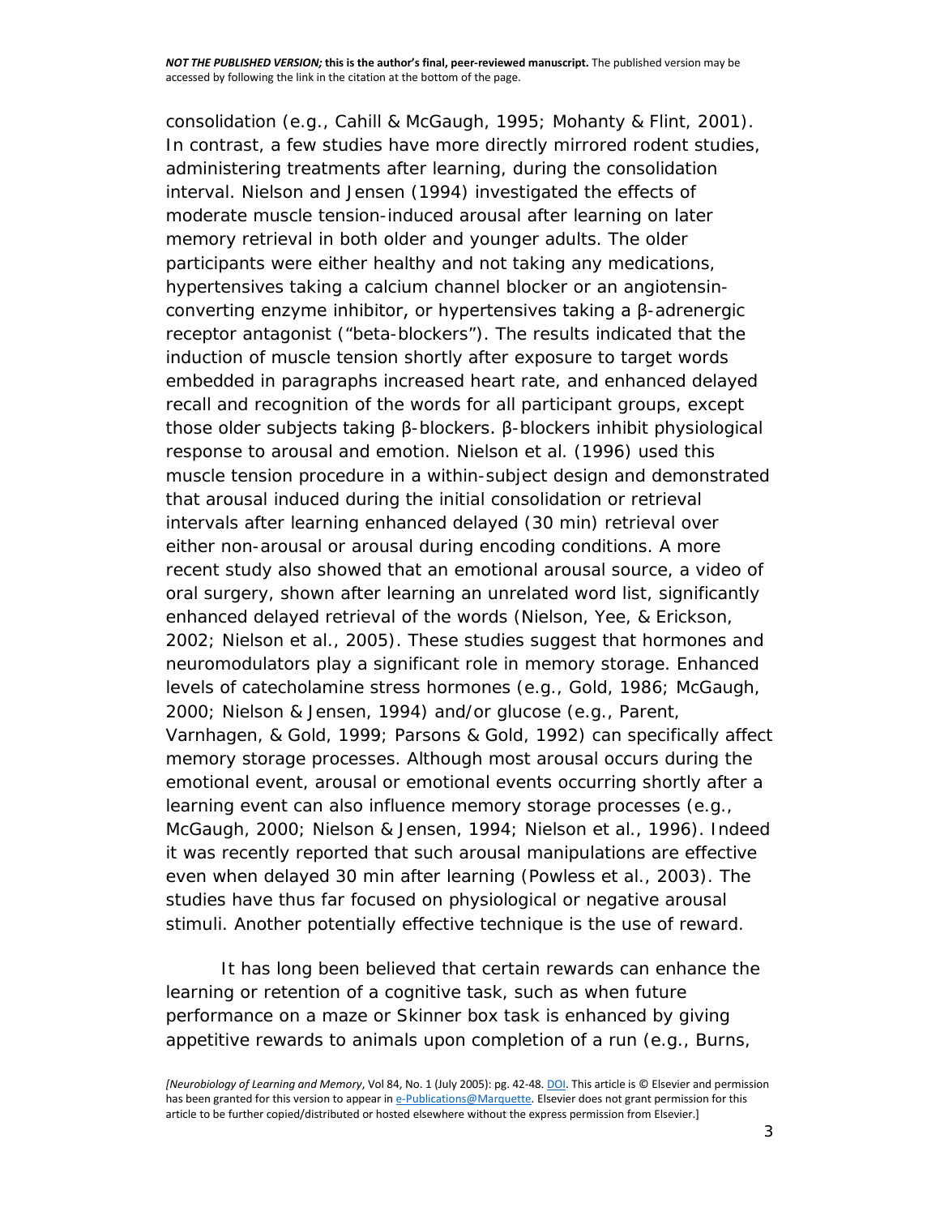consolidation (e.g., Cahill & McGaugh, 1995; Mohanty & Flint, 2001). In contrast, a few studies have more directly mirrored rodent studies, administering treatments after learning, during the consolidation interval. Nielson and Jensen (1994) investigated the effects of moderate muscle tension-induced arousal after learning on later memory retrieval in both older and younger adults. The older participants were either healthy and not taking any medications, hypertensives taking a calcium channel blocker or an angiotensin-converting enzyme inhibitor, or hypertensives taking a β-adrenergic receptor antagonist ("beta-blockers"). The results indicated that the induction of muscle tension shortly after exposure to target words embedded in paragraphs increased heart rate, and enhanced delayed recall and recognition of the words for all participant groups, except those older subjects taking β-blockers. β-blockers inhibit physiological response to arousal and emotion. Nielson et al. (1996) used this muscle tension procedure in a within-subject design and demonstrated that arousal induced during the initial consolidation or retrieval intervals after learning enhanced delayed (30 min) retrieval over either non-arousal or arousal during encoding conditions. A more recent study also showed that an emotional arousal source, a video of oral surgery, shown after learning an unrelated word list, significantly enhanced delayed retrieval of the words (Nielson, Yee, & Erickson, 2002; Nielson et al., 2005). These studies suggest that hormones and neuromodulators play a significant role in memory storage. Enhanced levels of catecholamine stress hormones (e.g., Gold, 1986; McGaugh, 2000; Nielson & Jensen, 1994) and/or glucose (e.g., Parent, Varnhagen, & Gold, 1999; Parsons & Gold, 1992) can specifically affect memory storage processes. Although most arousal occurs during the emotional event, arousal or emotional events occurring shortly after a learning event can also influence memory storage processes (e.g., McGaugh, 2000; Nielson & Jensen, 1994; Nielson et al., 1996). Indeed it was recently reported that such arousal manipulations are effective even when delayed 30 min after learning (Powless et al., 2003). The studies have thus far focused on physiological or negative arousal stimuli. Another potentially effective technique is the use of reward.

It has long been believed that certain rewards can enhance the learning or retention of a cognitive task, such as when future performance on a maze or Skinner box task is enhanced by giving appetitive rewards to animals upon completion of a run (e.g., Burns,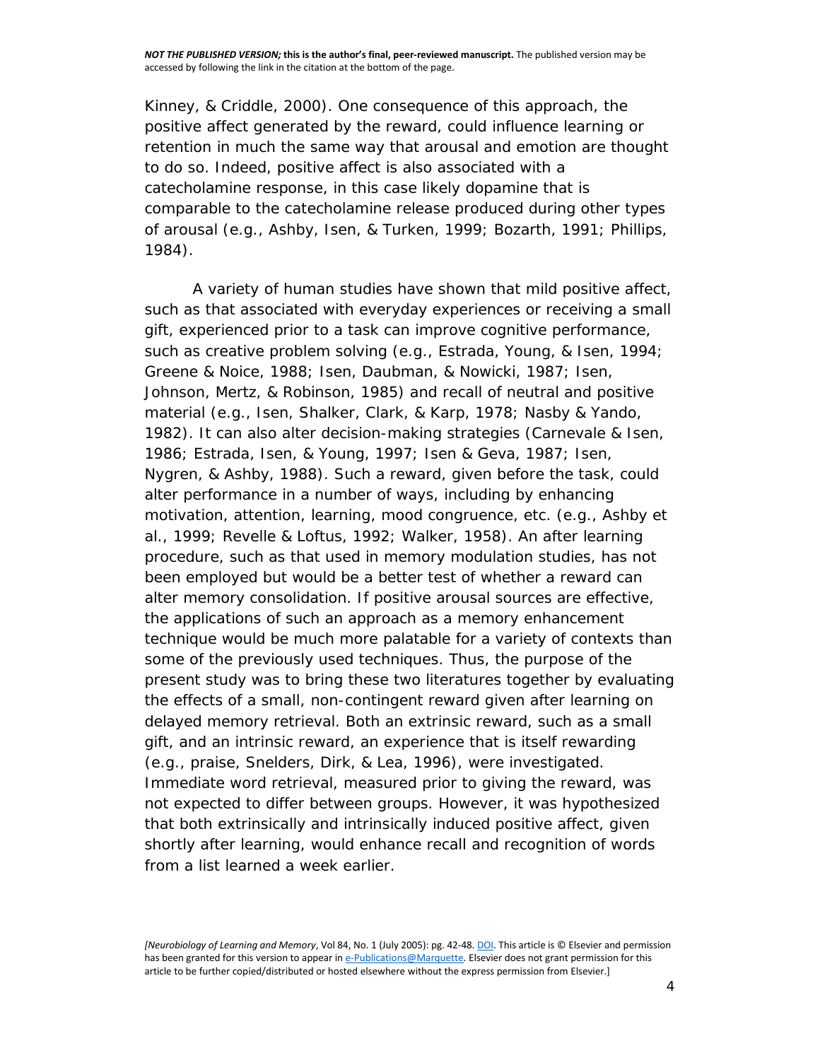Kinney, & Criddle, 2000). One consequence of this approach, the positive affect generated by the reward, could influence learning or retention in much the same way that arousal and emotion are thought to do so. Indeed, positive affect is also associated with a catecholamine response, in this case likely dopamine that is comparable to the catecholamine release produced during other types of arousal (e.g., Ashby, Isen, & Turken, 1999; Bozarth, 1991; Phillips, 1984).

A variety of human studies have shown that mild positive affect, such as that associated with everyday experiences or receiving a small gift, experienced prior to a task can improve cognitive performance, such as creative problem solving (e.g., Estrada, Young, & Isen, 1994; Greene & Noice, 1988; Isen, Daubman, & Nowicki, 1987; Isen, Johnson, Mertz, & Robinson, 1985) and recall of neutral and positive material (e.g., Isen, Shalker, Clark, & Karp, 1978; Nasby & Yando, 1982). It can also alter decision-making strategies (Carnevale & Isen, 1986; Estrada, Isen, & Young, 1997; Isen & Geva, 1987; Isen, Nygren, & Ashby, 1988). Such a reward, given before the task, could alter performance in a number of ways, including by enhancing motivation, attention, learning, mood congruence, etc. (e.g., Ashby et al., 1999; Revelle & Loftus, 1992; Walker, 1958). An after learning procedure, such as that used in memory modulation studies, has not been employed but would be a better test of whether a reward can alter memory consolidation. If positive arousal sources are effective, the applications of such an approach as a memory enhancement technique would be much more palatable for a variety of contexts than some of the previously used techniques. Thus, the purpose of the present study was to bring these two literatures together by evaluating the effects of a small, non-contingent reward given after learning on delayed memory retrieval. Both an extrinsic reward, such as a small gift, and an intrinsic reward, an experience that is itself rewarding (e.g., praise, Snelders, Dirk, & Lea, 1996), were investigated. Immediate word retrieval, measured prior to giving the reward, was not expected to differ between groups. However, it was hypothesized that both extrinsically and intrinsically induced positive affect, given shortly after learning, would enhance recall and recognition of words from a list learned a week earlier.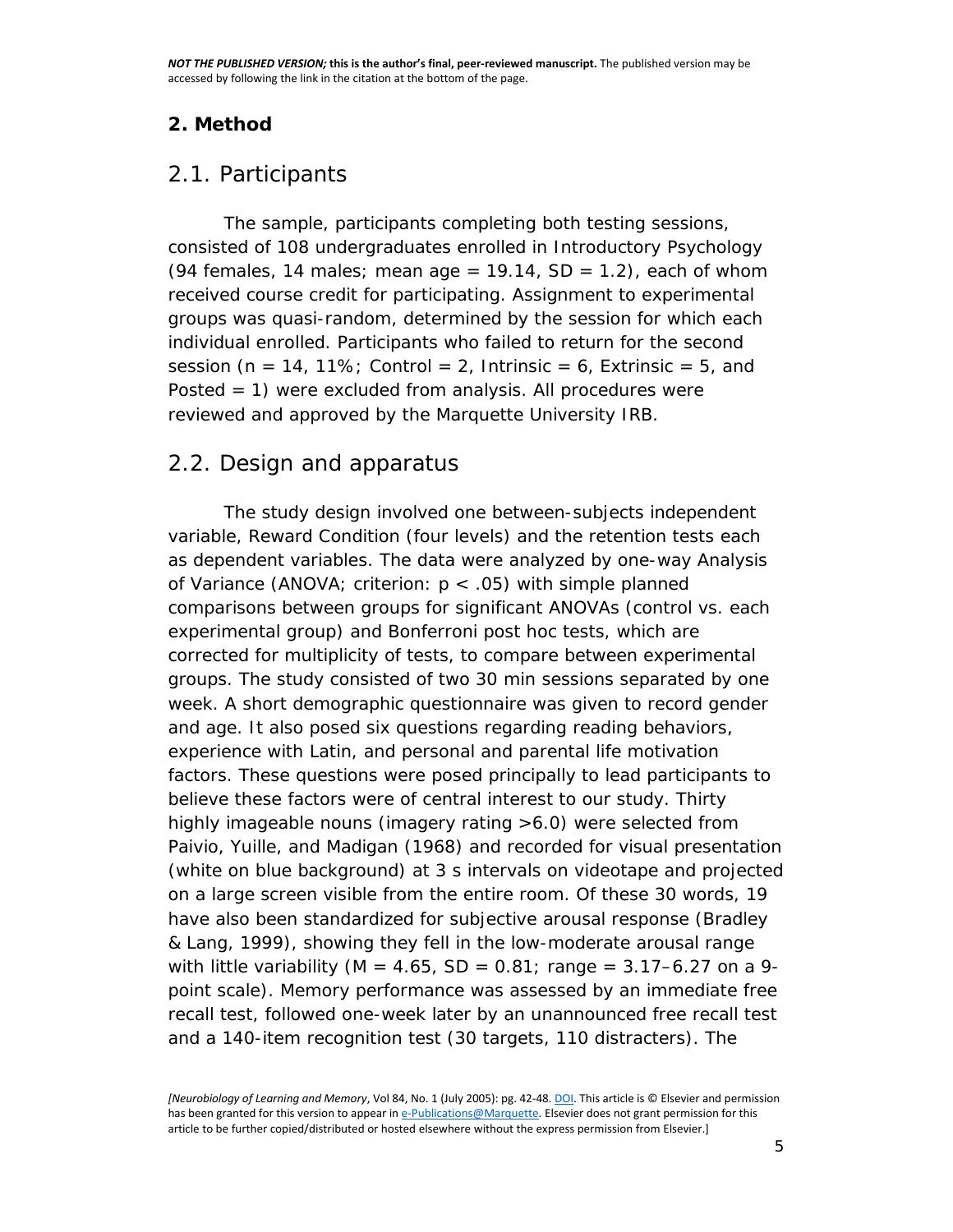## 2. Method

### 2.1. Participants

The sample, participants completing both testing sessions, consisted of 108 undergraduates enrolled in Introductory Psychology (94 females, 14 males; mean age = 19.14, SD = 1.2), each of whom received course credit for participating. Assignment to experimental groups was quasi-random, determined by the session for which each individual enrolled. Participants who failed to return for the second session ($n = 14$, 11%; Control = 2, Intrinsic = 6, Extrinsic = 5, and Posted = 1) were excluded from analysis. All procedures were reviewed and approved by the Marquette University IRB.

### 2.2. Design and apparatus

The study design involved one between-subjects independent variable, Reward Condition (four levels) and the retention tests each as dependent variables. The data were analyzed by one-way Analysis of Variance (ANOVA; criterion: $p < .05$) with simple planned comparisons between groups for significant ANOVAs (control vs. each experimental group) and Bonferroni post hoc tests, which are corrected for multiplicity of tests, to compare between experimental groups. The study consisted of two 30 min sessions separated by one week. A short demographic questionnaire was given to record gender and age. It also posed six questions regarding reading behaviors, experience with Latin, and personal and parental life motivation factors. These questions were posed principally to lead participants to believe these factors were of central interest to our study. Thirty highly imageable nouns (imagery rating >6.0) were selected from Paivio, Yuille, and Madigan (1968) and recorded for visual presentation (white on blue background) at 3 s intervals on videotape and projected on a large screen visible from the entire room. Of these 30 words, 19 have also been standardized for subjective arousal response (Bradley & Lang, 1999), showing they fell in the low-moderate arousal range with little variability ($M = 4.65$, $SD = 0.81$; range = 3.17–6.27 on a 9-point scale). Memory performance was assessed by an immediate free recall test, followed one-week later by an unannounced free recall test and a 140-item recognition test (30 targets, 110 distracters). The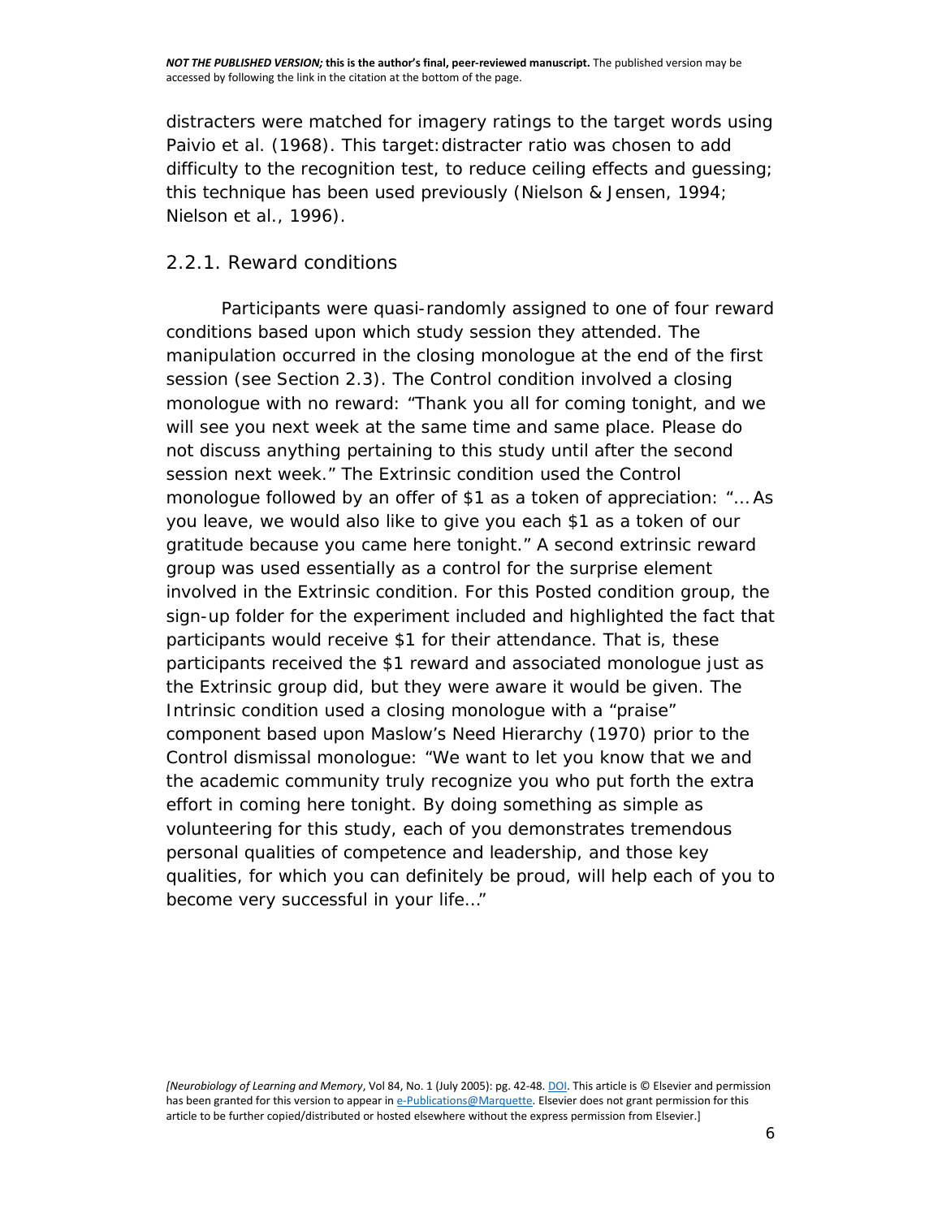distracters were matched for imagery ratings to the target words using Paivio et al. (1968). This target:distracter ratio was chosen to add difficulty to the recognition test, to reduce ceiling effects and guessing; this technique has been used previously (Nielson & Jensen, 1994; Nielson et al., 1996).

### 2.2.1. Reward conditions

Participants were quasi-randomly assigned to one of four reward conditions based upon which study session they attended. The manipulation occurred in the closing monologue at the end of the first session (see Section 2.3). The Control condition involved a closing monologue with no reward: "Thank you all for coming tonight, and we will see you next week at the same time and same place. Please do not discuss anything pertaining to this study until after the second session next week." The Extrinsic condition used the Control monologue followed by an offer of $1 as a token of appreciation: "… As you leave, we would also like to give you each $1 as a token of our gratitude because you came here tonight." A second extrinsic reward group was used essentially as a control for the surprise element involved in the Extrinsic condition. For this Posted condition group, the sign-up folder for the experiment included and highlighted the fact that participants would receive $1 for their attendance. That is, these participants received the $1 reward and associated monologue just as the Extrinsic group did, but they were aware it would be given. The Intrinsic condition used a closing monologue with a "praise" component based upon Maslow's Need Hierarchy (1970) prior to the Control dismissal monologue: "We want to let you know that we and the academic community truly recognize you who put forth the extra effort in coming here tonight. By doing something as simple as volunteering for this study, each of you demonstrates tremendous personal qualities of competence and leadership, and those key qualities, for which you can definitely be proud, will help each of you to become very successful in your life…"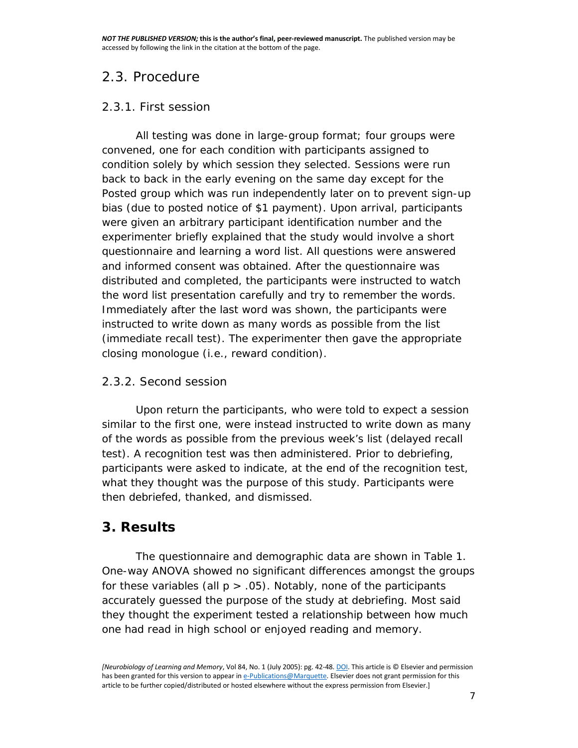## 2.3. Procedure

### 2.3.1. First session

All testing was done in large-group format; four groups were convened, one for each condition with participants assigned to condition solely by which session they selected. Sessions were run back to back in the early evening on the same day except for the Posted group which was run independently later on to prevent sign-up bias (due to posted notice of $1 payment). Upon arrival, participants were given an arbitrary participant identification number and the experimenter briefly explained that the study would involve a short questionnaire and learning a word list. All questions were answered and informed consent was obtained. After the questionnaire was distributed and completed, the participants were instructed to watch the word list presentation carefully and try to remember the words. Immediately after the last word was shown, the participants were instructed to write down as many words as possible from the list (immediate recall test). The experimenter then gave the appropriate closing monologue (i.e., reward condition).

### 2.3.2. Second session

Upon return the participants, who were told to expect a session similar to the first one, were instead instructed to write down as many of the words as possible from the previous week's list (delayed recall test). A recognition test was then administered. Prior to debriefing, participants were asked to indicate, at the end of the recognition test, what they thought was the purpose of this study. Participants were then debriefed, thanked, and dismissed.

# 3. Results

The questionnaire and demographic data are shown in Table 1. One-way ANOVA showed no significant differences amongst the groups for these variables (all $p > .05$). Notably, none of the participants accurately guessed the purpose of the study at debriefing. Most said they thought the experiment tested a relationship between how much one had read in high school or enjoyed reading and memory.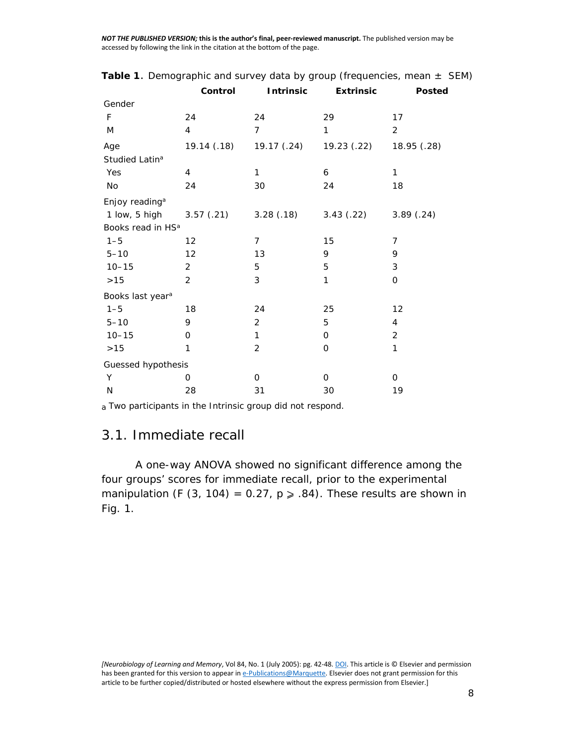**Table 1**. Demographic and survey data by group (frequencies, mean ± SEM)

| | Control | Intrinsic | Extrinsic | Posted |
|---|---|---|---|---|
| Gender | | | | |
| F | 24 | 24 | 29 | 17 |
| M | 4 | 7 | 1 | 2 |
| Age | 19.14 (.18) | 19.17 (.24) | 19.23 (.22) | 18.95 (.28) |
| Studied Latin[a] | | | | |
| Yes | 4 | 1 | 6 | 1 |
| No | 24 | 30 | 24 | 18 |
| Enjoy reading[a] | | | | |
| 1 low, 5 high | 3.57 (.21) | 3.28 (.18) | 3.43 (.22) | 3.89 (.24) |
| Books read in HS[a] | | | | |
| 1–5 | 12 | 7 | 15 | 7 |
| 5–10 | 12 | 13 | 9 | 9 |
| 10–15 | 2 | 5 | 5 | 3 |
| >15 | 2 | 3 | 1 | 0 |
| Books last year[a] | | | | |
| 1–5 | 18 | 24 | 25 | 12 |
| 5–10 | 9 | 2 | 5 | 4 |
| 10–15 | 0 | 1 | 0 | 2 |
| >15 | 1 | 2 | 0 | 1 |
| Guessed hypothesis | | | | |
| Y | 0 | 0 | 0 | 0 |
| N | 28 | 31 | 30 | 19 |

[a] Two participants in the Intrinsic group did not respond.

## 3.1. Immediate recall

A one-way ANOVA showed no significant difference among the four groups' scores for immediate recall, prior to the experimental manipulation ($F(3, 104) = 0.27$, $p \geqslant .84$). These results are shown in Fig. 1.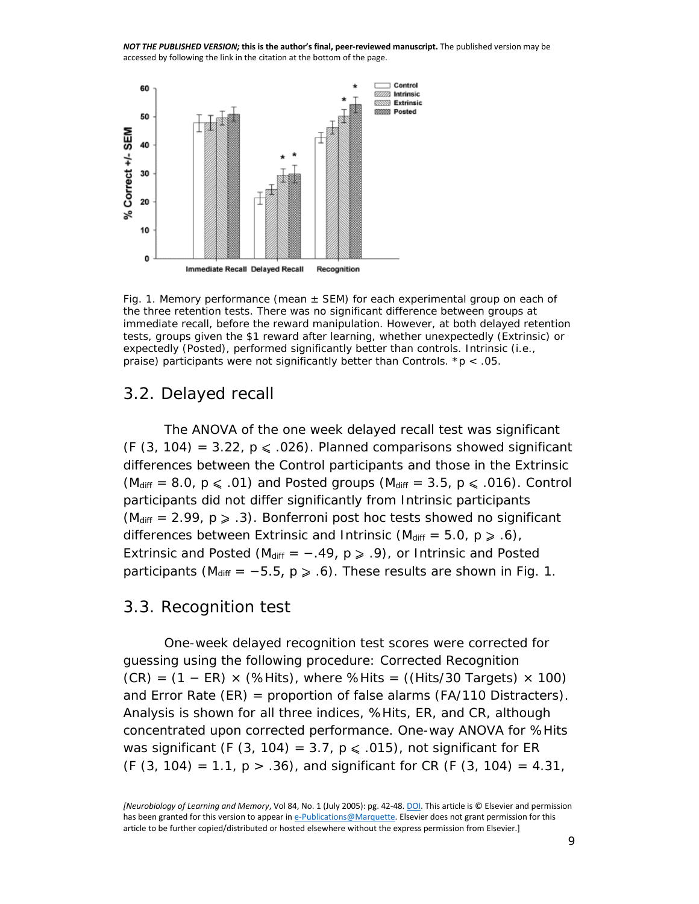Fig. 1. Memory performance (mean ± SEM) for each experimental group on each of the three retention tests. There was no significant difference between groups at immediate recall, before the reward manipulation. However, at both delayed retention tests, groups given the $1 reward after learning, whether unexpectedly (Extrinsic) or expectedly (Posted), performed significantly better than controls. Intrinsic (i.e., praise) participants were not significantly better than Controls. $^{*}p < .05$.

## 3.2. Delayed recall

The ANOVA of the one week delayed recall test was significant ($F\ (3, 104) = 3.22$, $p \leqslant .026$). Planned comparisons showed significant differences between the Control participants and those in the Extrinsic ($M_{diff} = 8.0$, $p \leqslant .01$) and Posted groups ($M_{diff} = 3.5$, $p \leqslant .016$). Control participants did not differ significantly from Intrinsic participants ($M_{diff} = 2.99$, $p \geqslant .3$). Bonferroni post hoc tests showed no significant differences between Extrinsic and Intrinsic ($M_{diff} = 5.0$, $p \geqslant .6$), Extrinsic and Posted ($M_{diff} = -.49$, $p \geqslant .9$), or Intrinsic and Posted participants ($M_{diff} = -5.5$, $p \geqslant .6$). These results are shown in Fig. 1.

## 3.3. Recognition test

One-week delayed recognition test scores were corrected for guessing using the following procedure: Corrected Recognition (CR) = (1 − ER) × (%Hits), where %Hits = ((Hits/30 Targets) × 100) and Error Rate (ER) = proportion of false alarms (FA/110 Distracters). Analysis is shown for all three indices, %Hits, ER, and CR, although concentrated upon corrected performance. One-way ANOVA for %Hits was significant ($F\ (3, 104) = 3.7$, $p \leqslant .015$), not significant for ER ($F\ (3, 104) = 1.1$, $p > .36$), and significant for CR ($F\ (3, 104) = 4.31$,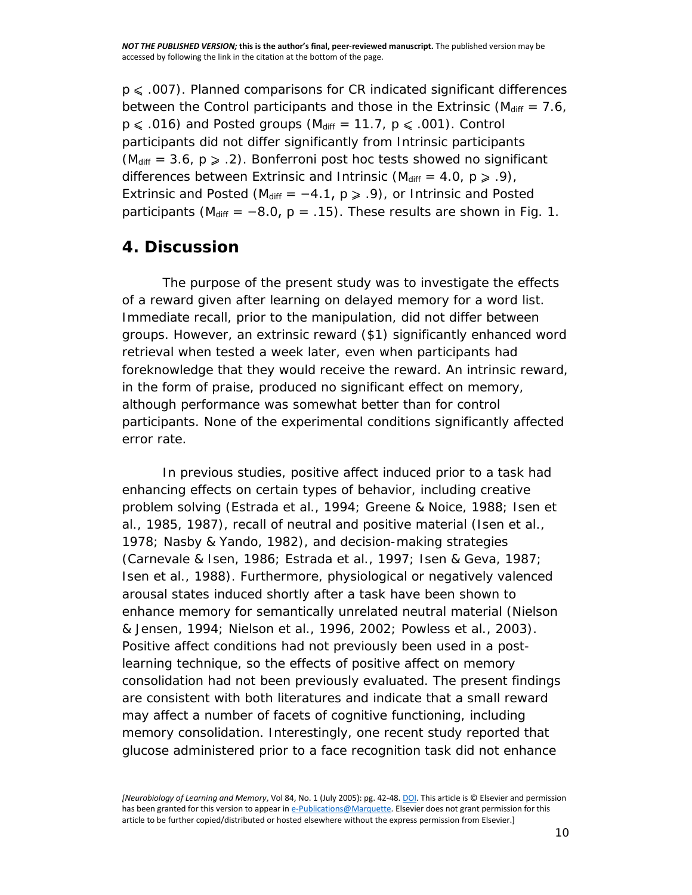$p \leqslant .007$). Planned comparisons for CR indicated significant differences between the Control participants and those in the Extrinsic ($M_{diff} = 7.6$, $p \leqslant .016$) and Posted groups ($M_{diff} = 11.7$, $p \leqslant .001$). Control participants did not differ significantly from Intrinsic participants ($M_{diff} = 3.6$, $p \geqslant .2$). Bonferroni post hoc tests showed no significant differences between Extrinsic and Intrinsic ($M_{diff} = 4.0$, $p \geqslant .9$), Extrinsic and Posted ($M_{diff} = -4.1$, $p \geqslant .9$), or Intrinsic and Posted participants ($M_{diff} = -8.0$, $p = .15$). These results are shown in Fig. 1.

## 4. Discussion

The purpose of the present study was to investigate the effects of a reward given after learning on delayed memory for a word list. Immediate recall, prior to the manipulation, did not differ between groups. However, an extrinsic reward ($1) significantly enhanced word retrieval when tested a week later, even when participants had foreknowledge that they would receive the reward. An intrinsic reward, in the form of praise, produced no significant effect on memory, although performance was somewhat better than for control participants. None of the experimental conditions significantly affected error rate.

In previous studies, positive affect induced prior to a task had enhancing effects on certain types of behavior, including creative problem solving (Estrada et al., 1994; Greene & Noice, 1988; Isen et al., 1985, 1987), recall of neutral and positive material (Isen et al., 1978; Nasby & Yando, 1982), and decision-making strategies (Carnevale & Isen, 1986; Estrada et al., 1997; Isen & Geva, 1987; Isen et al., 1988). Furthermore, physiological or negatively valenced arousal states induced shortly after a task have been shown to enhance memory for semantically unrelated neutral material (Nielson & Jensen, 1994; Nielson et al., 1996, 2002; Powless et al., 2003). Positive affect conditions had not previously been used in a post-learning technique, so the effects of positive affect on memory consolidation had not been previously evaluated. The present findings are consistent with both literatures and indicate that a small reward may affect a number of facets of cognitive functioning, including memory consolidation. Interestingly, one recent study reported that glucose administered prior to a face recognition task did not enhance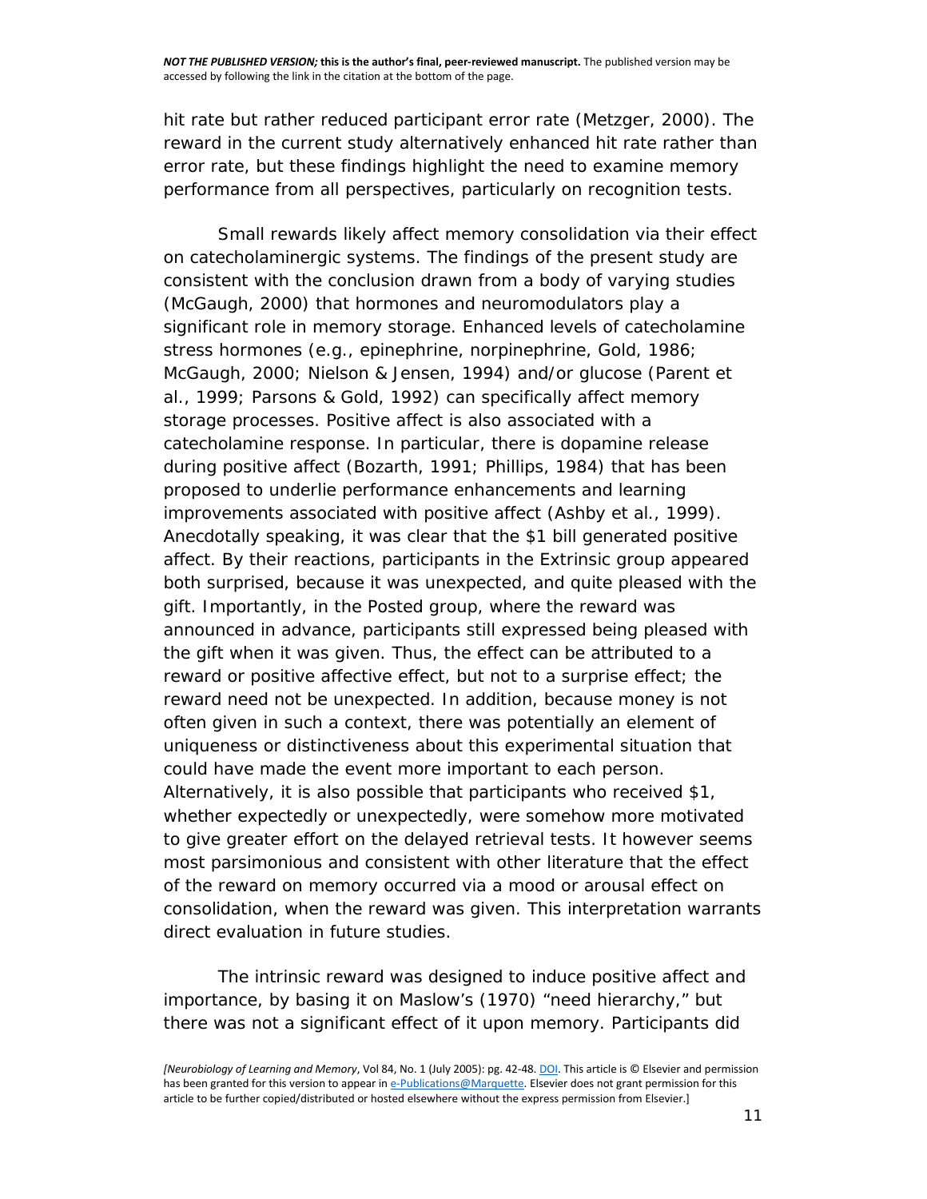hit rate but rather reduced participant error rate (Metzger, 2000). The reward in the current study alternatively enhanced hit rate rather than error rate, but these findings highlight the need to examine memory performance from all perspectives, particularly on recognition tests.

Small rewards likely affect memory consolidation via their effect on catecholaminergic systems. The findings of the present study are consistent with the conclusion drawn from a body of varying studies (McGaugh, 2000) that hormones and neuromodulators play a significant role in memory storage. Enhanced levels of catecholamine stress hormones (e.g., epinephrine, norpinephrine, Gold, 1986; McGaugh, 2000; Nielson & Jensen, 1994) and/or glucose (Parent et al., 1999; Parsons & Gold, 1992) can specifically affect memory storage processes. Positive affect is also associated with a catecholamine response. In particular, there is dopamine release during positive affect (Bozarth, 1991; Phillips, 1984) that has been proposed to underlie performance enhancements and learning improvements associated with positive affect (Ashby et al., 1999). Anecdotally speaking, it was clear that the $1 bill generated positive affect. By their reactions, participants in the Extrinsic group appeared both surprised, because it was unexpected, and quite pleased with the gift. Importantly, in the Posted group, where the reward was announced in advance, participants still expressed being pleased with the gift when it was given. Thus, the effect can be attributed to a reward or positive affective effect, but not to a surprise effect; the reward need not be unexpected. In addition, because money is not often given in such a context, there was potentially an element of uniqueness or distinctiveness about this experimental situation that could have made the event more important to each person. Alternatively, it is also possible that participants who received $1, whether expectedly or unexpectedly, were somehow more motivated to give greater effort on the delayed retrieval tests. It however seems most parsimonious and consistent with other literature that the effect of the reward on memory occurred via a mood or arousal effect on consolidation, when the reward was given. This interpretation warrants direct evaluation in future studies.

The intrinsic reward was designed to induce positive affect and importance, by basing it on Maslow's (1970) "need hierarchy," but there was not a significant effect of it upon memory. Participants did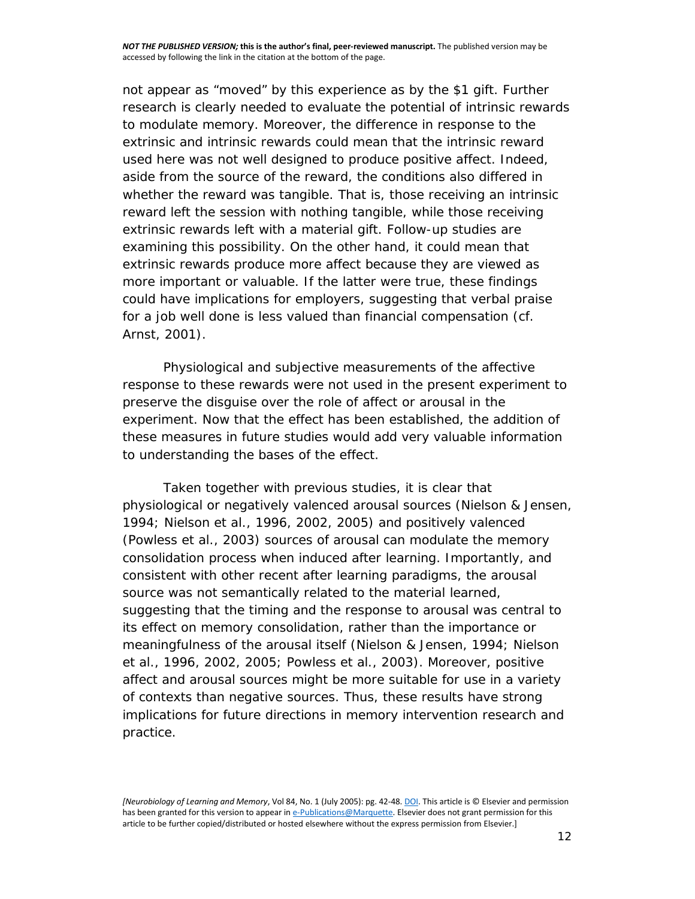not appear as "moved" by this experience as by the $1 gift. Further research is clearly needed to evaluate the potential of intrinsic rewards to modulate memory. Moreover, the difference in response to the extrinsic and intrinsic rewards could mean that the intrinsic reward used here was not well designed to produce positive affect. Indeed, aside from the source of the reward, the conditions also differed in whether the reward was tangible. That is, those receiving an intrinsic reward left the session with nothing tangible, while those receiving extrinsic rewards left with a material gift. Follow-up studies are examining this possibility. On the other hand, it could mean that extrinsic rewards produce more affect because they are viewed as more important or valuable. If the latter were true, these findings could have implications for employers, suggesting that verbal praise for a job well done is less valued than financial compensation (cf. Arnst, 2001).

Physiological and subjective measurements of the affective response to these rewards were not used in the present experiment to preserve the disguise over the role of affect or arousal in the experiment. Now that the effect has been established, the addition of these measures in future studies would add very valuable information to understanding the bases of the effect.

Taken together with previous studies, it is clear that physiological or negatively valenced arousal sources (Nielson & Jensen, 1994; Nielson et al., 1996, 2002, 2005) and positively valenced (Powless et al., 2003) sources of arousal can modulate the memory consolidation process when induced after learning. Importantly, and consistent with other recent after learning paradigms, the arousal source was not semantically related to the material learned, suggesting that the timing and the response to arousal was central to its effect on memory consolidation, rather than the importance or meaningfulness of the arousal itself (Nielson & Jensen, 1994; Nielson et al., 1996, 2002, 2005; Powless et al., 2003). Moreover, positive affect and arousal sources might be more suitable for use in a variety of contexts than negative sources. Thus, these results have strong implications for future directions in memory intervention research and practice.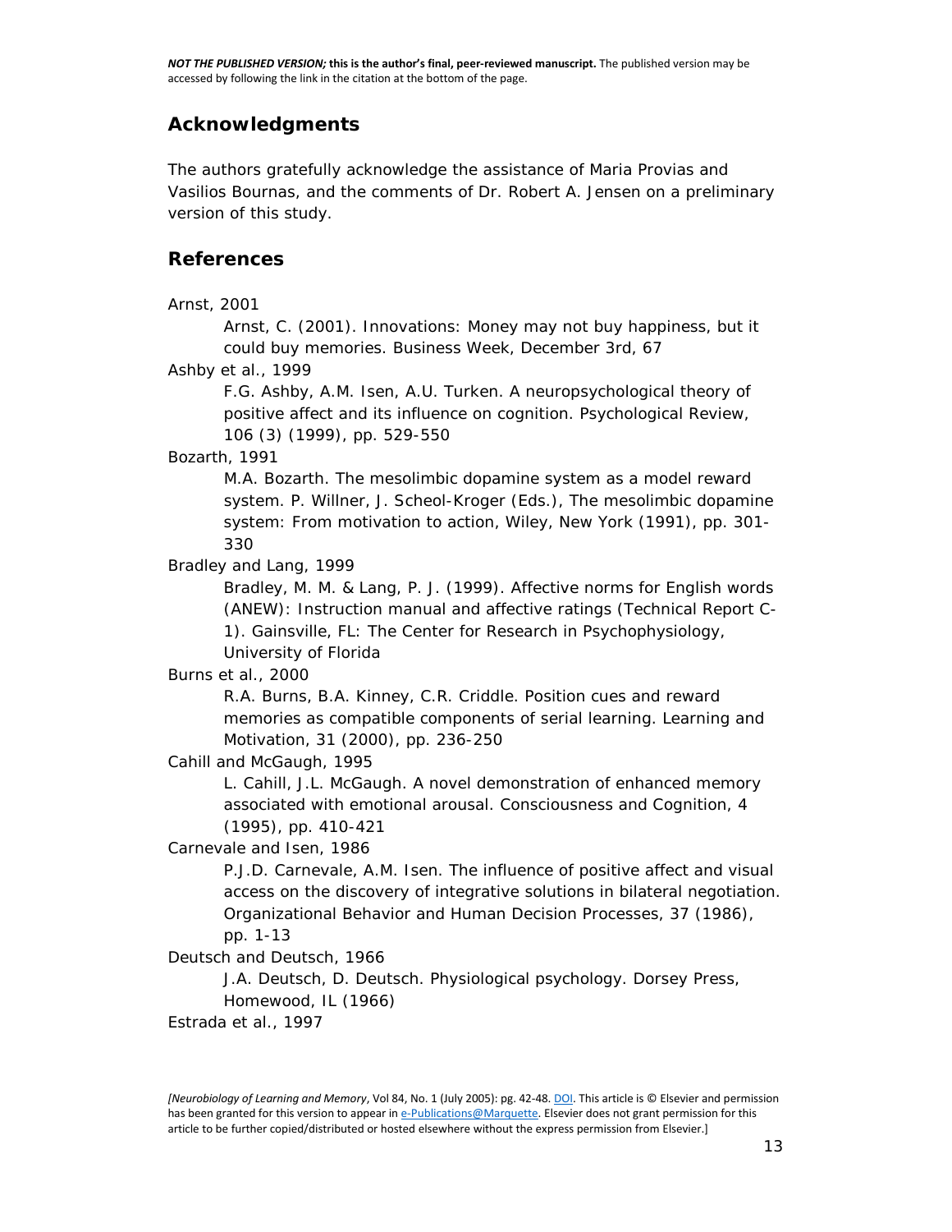## Acknowledgments

The authors gratefully acknowledge the assistance of Maria Provias and Vasilios Bournas, and the comments of Dr. Robert A. Jensen on a preliminary version of this study.

## References

Arnst, 2001

Arnst, C. (2001). Innovations: Money may not buy happiness, but it could buy memories. Business Week, December 3rd, 67

Ashby et al., 1999

F.G. Ashby, A.M. Isen, A.U. Turken. A neuropsychological theory of positive affect and its influence on cognition. Psychological Review, 106 (3) (1999), pp. 529-550

Bozarth, 1991

M.A. Bozarth. The mesolimbic dopamine system as a model reward system. P. Willner, J. Scheol-Kroger (Eds.), The mesolimbic dopamine system: From motivation to action, Wiley, New York (1991), pp. 301-330

Bradley and Lang, 1999

Bradley, M. M. & Lang, P. J. (1999). Affective norms for English words (ANEW): Instruction manual and affective ratings (Technical Report C-1). Gainsville, FL: The Center for Research in Psychophysiology, University of Florida

Burns et al., 2000

R.A. Burns, B.A. Kinney, C.R. Criddle. Position cues and reward memories as compatible components of serial learning. Learning and Motivation, 31 (2000), pp. 236-250

Cahill and McGaugh, 1995

L. Cahill, J.L. McGaugh. A novel demonstration of enhanced memory associated with emotional arousal. Consciousness and Cognition, 4 (1995), pp. 410-421

Carnevale and Isen, 1986

P.J.D. Carnevale, A.M. Isen. The influence of positive affect and visual access on the discovery of integrative solutions in bilateral negotiation. Organizational Behavior and Human Decision Processes, 37 (1986), pp. 1-13

Deutsch and Deutsch, 1966

J.A. Deutsch, D. Deutsch. Physiological psychology. Dorsey Press, Homewood, IL (1966)

Estrada et al., 1997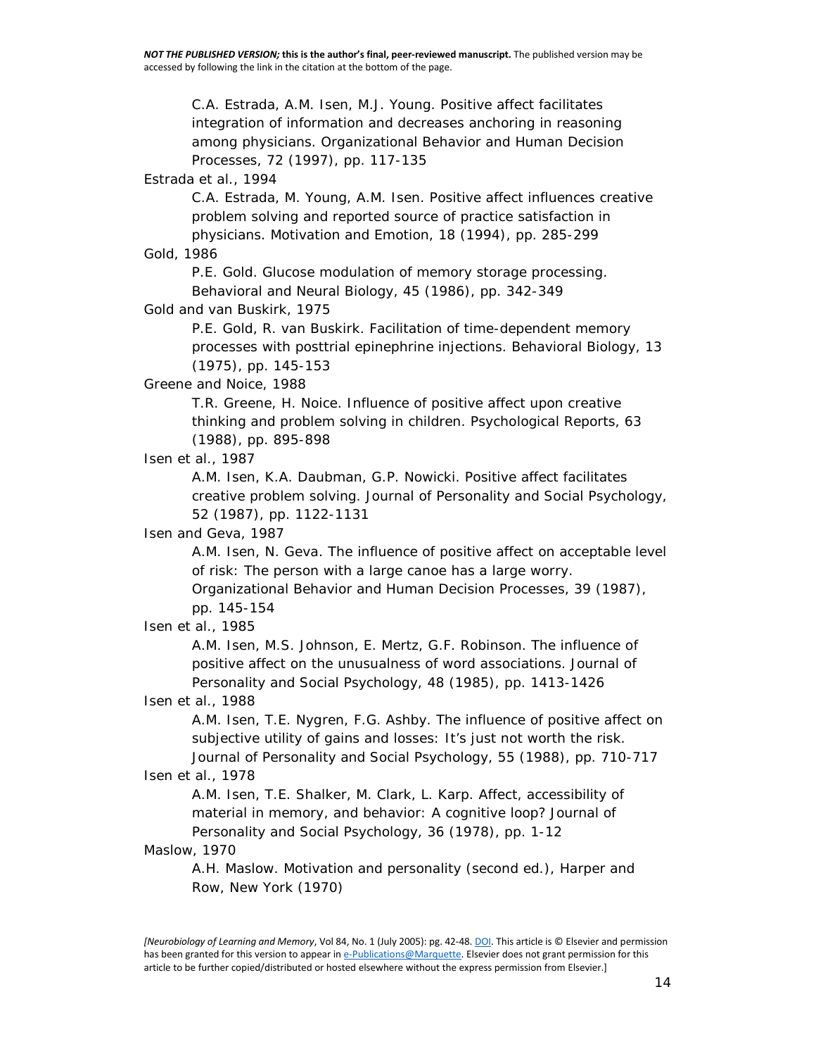C.A. Estrada, A.M. Isen, M.J. Young. Positive affect facilitates integration of information and decreases anchoring in reasoning among physicians. Organizational Behavior and Human Decision Processes, 72 (1997), pp. 117-135

Estrada et al., 1994

C.A. Estrada, M. Young, A.M. Isen. Positive affect influences creative problem solving and reported source of practice satisfaction in physicians. Motivation and Emotion, 18 (1994), pp. 285-299

Gold, 1986

P.E. Gold. Glucose modulation of memory storage processing. Behavioral and Neural Biology, 45 (1986), pp. 342-349

Gold and van Buskirk, 1975

P.E. Gold, R. van Buskirk. Facilitation of time-dependent memory processes with posttrial epinephrine injections. Behavioral Biology, 13 (1975), pp. 145-153

Greene and Noice, 1988

T.R. Greene, H. Noice. Influence of positive affect upon creative thinking and problem solving in children. Psychological Reports, 63 (1988), pp. 895-898

Isen et al., 1987

A.M. Isen, K.A. Daubman, G.P. Nowicki. Positive affect facilitates creative problem solving. Journal of Personality and Social Psychology, 52 (1987), pp. 1122-1131

Isen and Geva, 1987

A.M. Isen, N. Geva. The influence of positive affect on acceptable level of risk: The person with a large canoe has a large worry. Organizational Behavior and Human Decision Processes, 39 (1987), pp. 145-154

Isen et al., 1985

A.M. Isen, M.S. Johnson, E. Mertz, G.F. Robinson. The influence of positive affect on the unusualness of word associations. Journal of Personality and Social Psychology, 48 (1985), pp. 1413-1426

Isen et al., 1988

A.M. Isen, T.E. Nygren, F.G. Ashby. The influence of positive affect on subjective utility of gains and losses: It's just not worth the risk. Journal of Personality and Social Psychology, 55 (1988), pp. 710-717

Isen et al., 1978

A.M. Isen, T.E. Shalker, M. Clark, L. Karp. Affect, accessibility of material in memory, and behavior: A cognitive loop? Journal of Personality and Social Psychology, 36 (1978), pp. 1-12

Maslow, 1970

A.H. Maslow. Motivation and personality (second ed.), Harper and Row, New York (1970)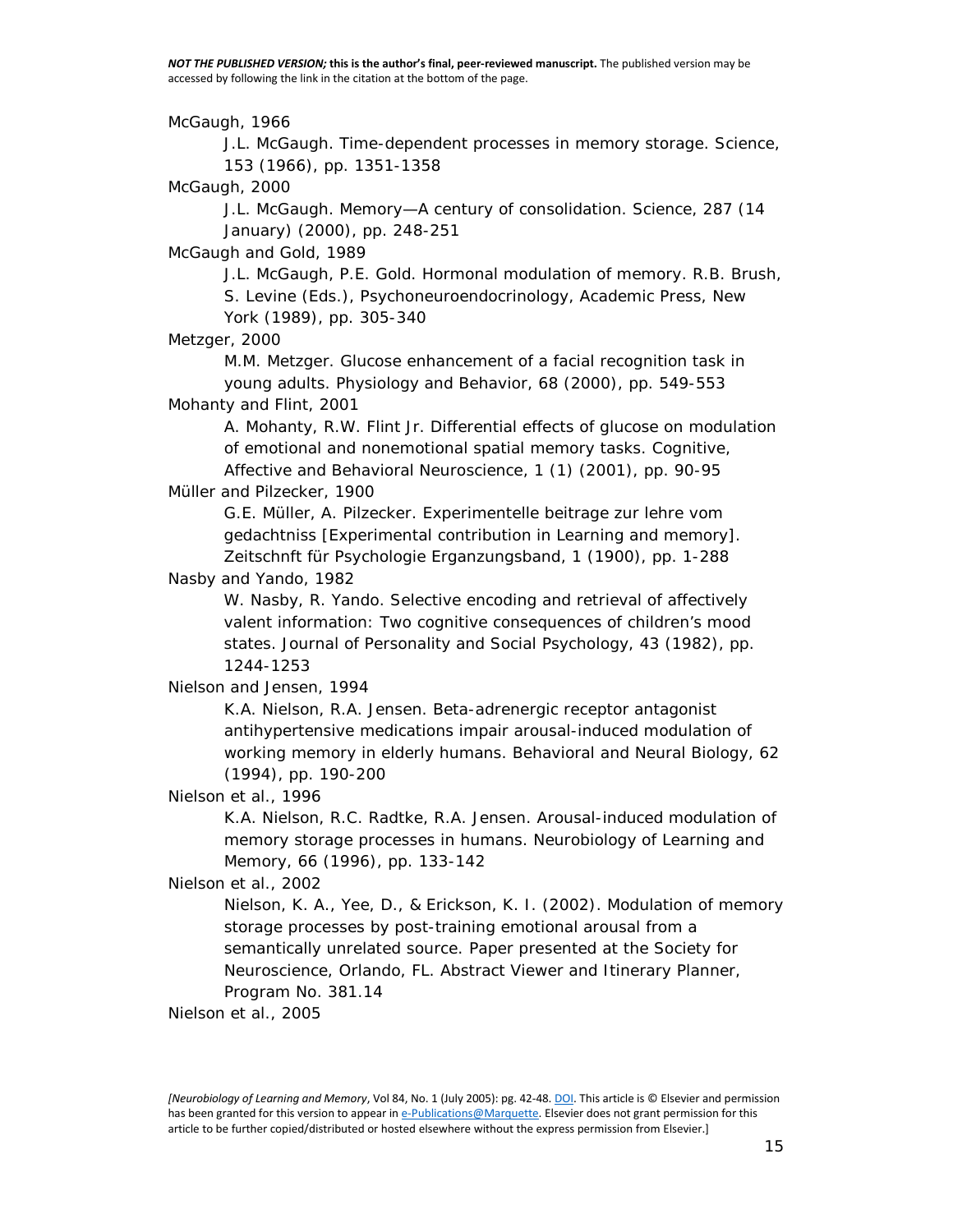McGaugh, 1966

J.L. McGaugh. Time-dependent processes in memory storage. Science, 153 (1966), pp. 1351-1358

McGaugh, 2000

J.L. McGaugh. Memory—A century of consolidation. Science, 287 (14 January) (2000), pp. 248-251

McGaugh and Gold, 1989

J.L. McGaugh, P.E. Gold. Hormonal modulation of memory. R.B. Brush, S. Levine (Eds.), Psychoneuroendocrinology, Academic Press, New York (1989), pp. 305-340

Metzger, 2000

M.M. Metzger. Glucose enhancement of a facial recognition task in young adults. Physiology and Behavior, 68 (2000), pp. 549-553

Mohanty and Flint, 2001

A. Mohanty, R.W. Flint Jr. Differential effects of glucose on modulation of emotional and nonemotional spatial memory tasks. Cognitive, Affective and Behavioral Neuroscience, 1 (1) (2001), pp. 90-95

Müller and Pilzecker, 1900

G.E. Müller, A. Pilzecker. Experimentelle beitrage zur lehre vom gedachtniss [Experimental contribution in Learning and memory]. Zeitschnft für Psychologie Erganzungsband, 1 (1900), pp. 1-288

Nasby and Yando, 1982

W. Nasby, R. Yando. Selective encoding and retrieval of affectively valent information: Two cognitive consequences of children's mood states. Journal of Personality and Social Psychology, 43 (1982), pp. 1244-1253

Nielson and Jensen, 1994

K.A. Nielson, R.A. Jensen. Beta-adrenergic receptor antagonist antihypertensive medications impair arousal-induced modulation of working memory in elderly humans. Behavioral and Neural Biology, 62 (1994), pp. 190-200

Nielson et al., 1996

K.A. Nielson, R.C. Radtke, R.A. Jensen. Arousal-induced modulation of memory storage processes in humans. Neurobiology of Learning and Memory, 66 (1996), pp. 133-142

Nielson et al., 2002

Nielson, K. A., Yee, D., & Erickson, K. I. (2002). Modulation of memory storage processes by post-training emotional arousal from a semantically unrelated source. Paper presented at the Society for Neuroscience, Orlando, FL. Abstract Viewer and Itinerary Planner, Program No. 381.14

Nielson et al., 2005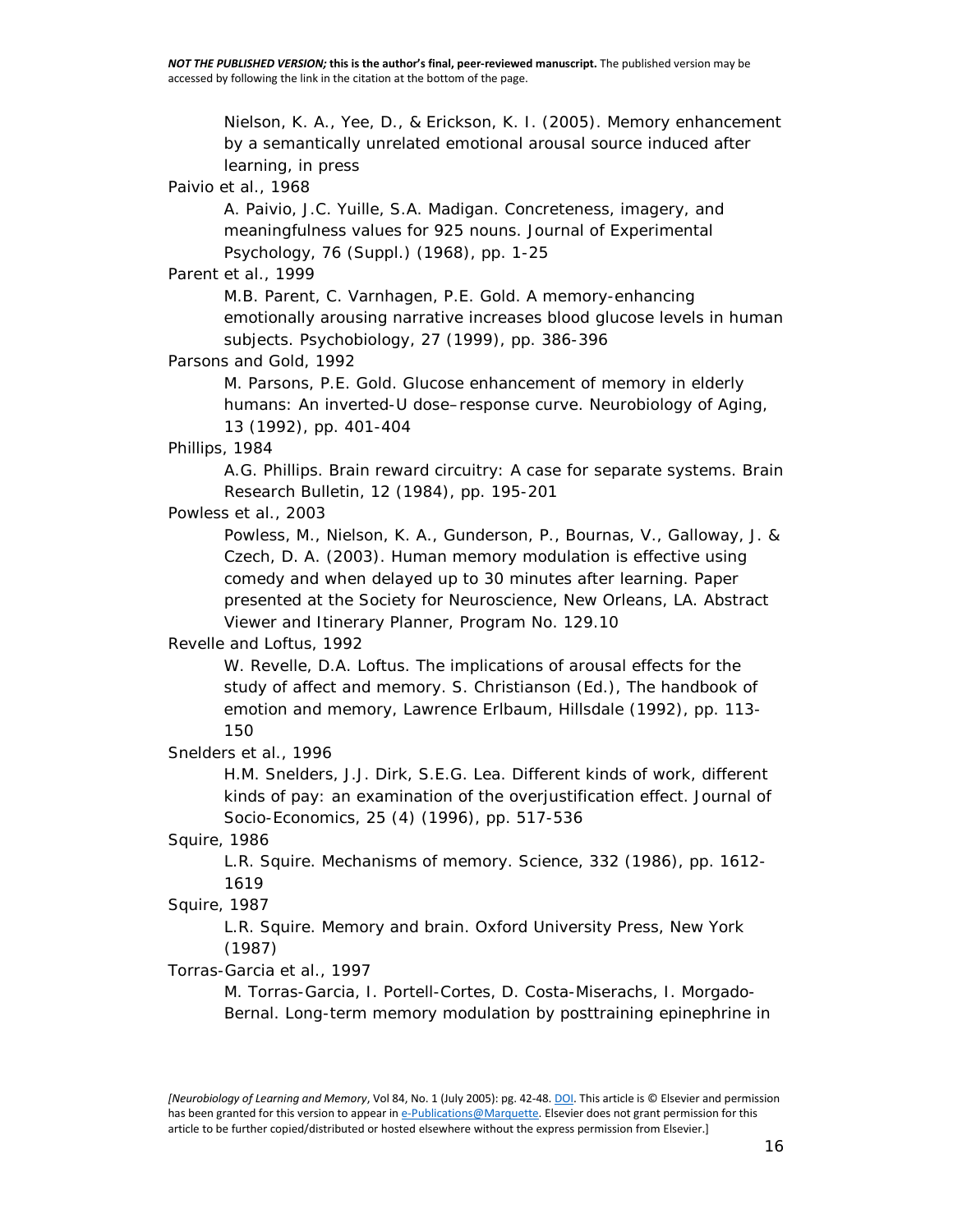Nielson, K. A., Yee, D., & Erickson, K. I. (2005). Memory enhancement by a semantically unrelated emotional arousal source induced after learning, in press

Paivio et al., 1968

A. Paivio, J.C. Yuille, S.A. Madigan. Concreteness, imagery, and meaningfulness values for 925 nouns. Journal of Experimental Psychology, 76 (Suppl.) (1968), pp. 1-25

Parent et al., 1999

M.B. Parent, C. Varnhagen, P.E. Gold. A memory-enhancing emotionally arousing narrative increases blood glucose levels in human subjects. Psychobiology, 27 (1999), pp. 386-396

Parsons and Gold, 1992

M. Parsons, P.E. Gold. Glucose enhancement of memory in elderly humans: An inverted-U dose–response curve. Neurobiology of Aging, 13 (1992), pp. 401-404

Phillips, 1984

A.G. Phillips. Brain reward circuitry: A case for separate systems. Brain Research Bulletin, 12 (1984), pp. 195-201

Powless et al., 2003

Powless, M., Nielson, K. A., Gunderson, P., Bournas, V., Galloway, J. & Czech, D. A. (2003). Human memory modulation is effective using comedy and when delayed up to 30 minutes after learning. Paper presented at the Society for Neuroscience, New Orleans, LA. Abstract Viewer and Itinerary Planner, Program No. 129.10

Revelle and Loftus, 1992

W. Revelle, D.A. Loftus. The implications of arousal effects for the study of affect and memory. S. Christianson (Ed.), The handbook of emotion and memory, Lawrence Erlbaum, Hillsdale (1992), pp. 113-150

Snelders et al., 1996

H.M. Snelders, J.J. Dirk, S.E.G. Lea. Different kinds of work, different kinds of pay: an examination of the overjustification effect. Journal of Socio-Economics, 25 (4) (1996), pp. 517-536

Squire, 1986

L.R. Squire. Mechanisms of memory. Science, 332 (1986), pp. 1612-1619

Squire, 1987

L.R. Squire. Memory and brain. Oxford University Press, New York (1987)

Torras-Garcia et al., 1997

M. Torras-Garcia, I. Portell-Cortes, D. Costa-Miserachs, I. Morgado-Bernal. Long-term memory modulation by posttraining epinephrine in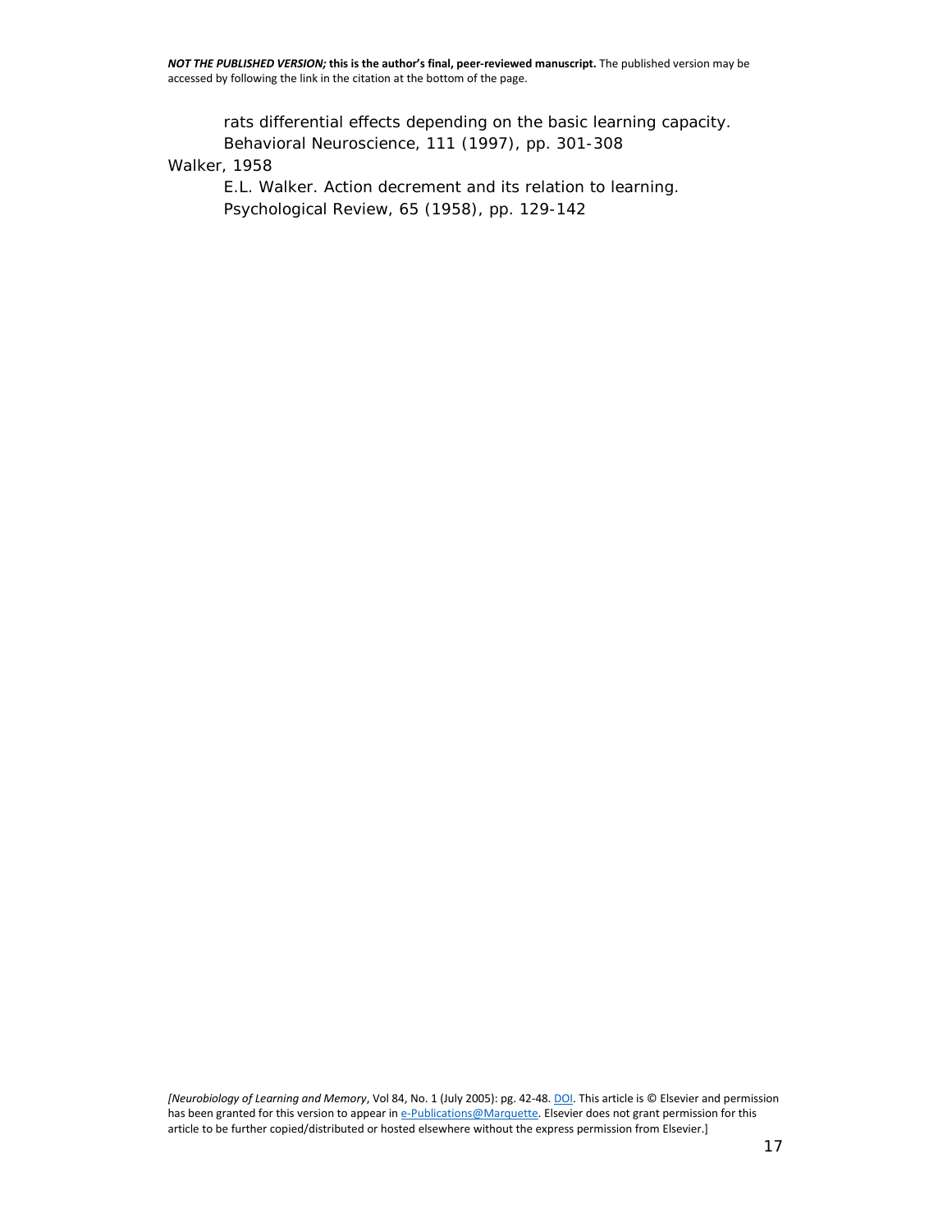rats differential effects depending on the basic learning capacity. Behavioral Neuroscience, 111 (1997), pp. 301-308

Walker, 1958

E.L. Walker. Action decrement and its relation to learning. Psychological Review, 65 (1958), pp. 129-142